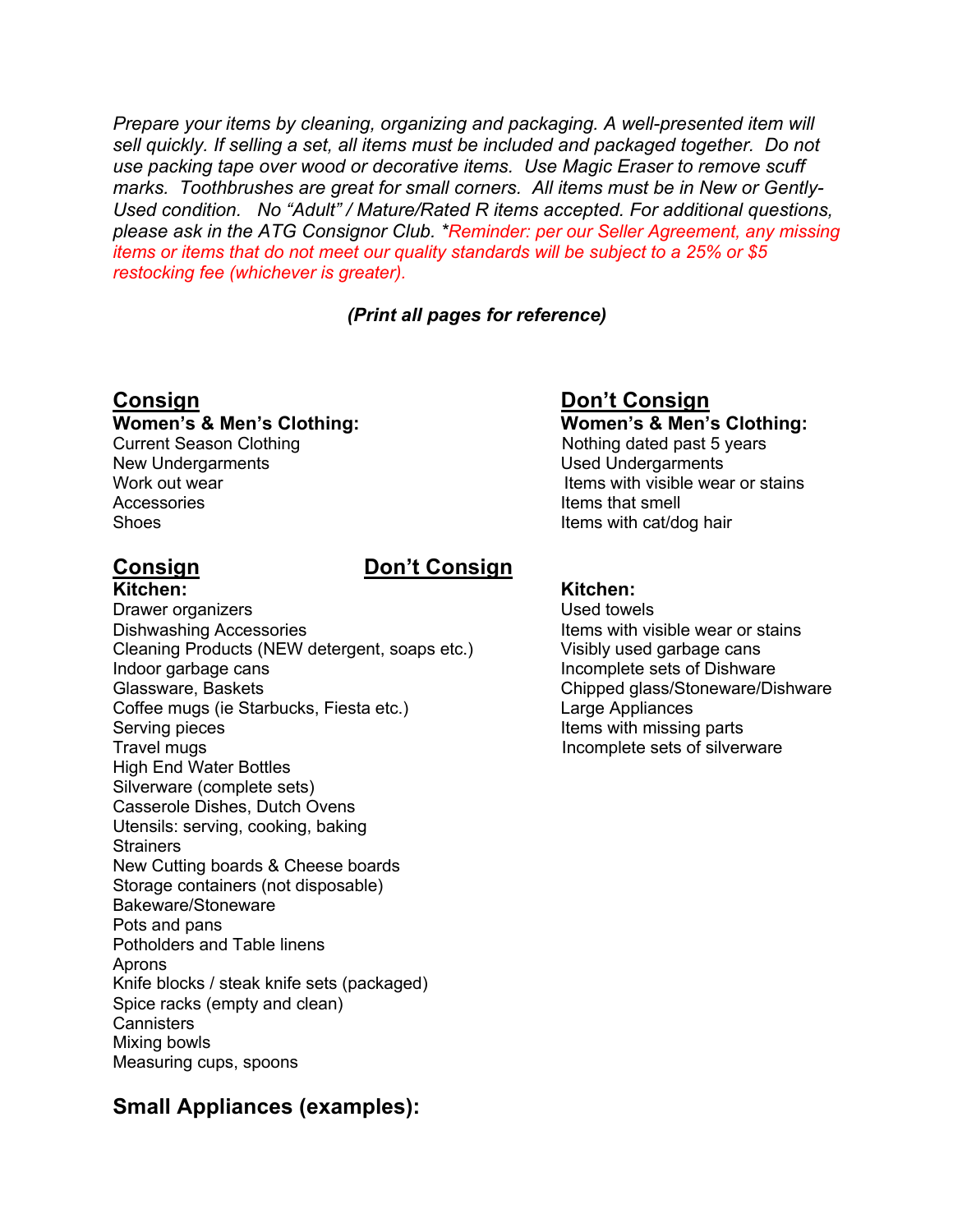*Prepare your items by cleaning, organizing and packaging. A well-presented item will sell quickly. If selling a set, all items must be included and packaged together. Do not use packing tape over wood or decorative items. Use Magic Eraser to remove scuff marks. Toothbrushes are great for small corners. All items must be in New or Gently-Used condition. No "Adult" / Mature/Rated R items accepted. For additional questions, please ask in the ATG Consignor Club. *Reminder: per our Seller Agreement, any missing items or items that do not meet our quality standards will be subject to a 25% or $5 restocking fee (whichever is greater).*

***(Print all pages for reference)***

## Consign

**Women's & Men's Clothing:**

Current Season Clothing
New Undergarments
Work out wear
Accessories
Shoes

## Don't Consign

**Women's & Men's Clothing:**

Nothing dated past 5 years
Used Undergarments
Items with visible wear or stains
Items that smell
Items with cat/dog hair

## Consign

**Kitchen:**

Drawer organizers
Dishwashing Accessories
Cleaning Products (NEW detergent, soaps etc.)
Indoor garbage cans
Glassware, Baskets
Coffee mugs (ie Starbucks, Fiesta etc.)
Serving pieces
Travel mugs
High End Water Bottles
Silverware (complete sets)
Casserole Dishes, Dutch Ovens
Utensils: serving, cooking, baking
Strainers
New Cutting boards & Cheese boards
Storage containers (not disposable)
Bakeware/Stoneware
Pots and pans
Potholders and Table linens
Aprons
Knife blocks / steak knife sets (packaged)
Spice racks (empty and clean)
Cannisters
Mixing bowls
Measuring cups, spoons

## Don't Consign

**Kitchen:**

Used towels
Items with visible wear or stains
Visibly used garbage cans
Incomplete sets of Dishware
Chipped glass/Stoneware/Dishware
Large Appliances
Items with missing parts
Incomplete sets of silverware

## Small Appliances (examples):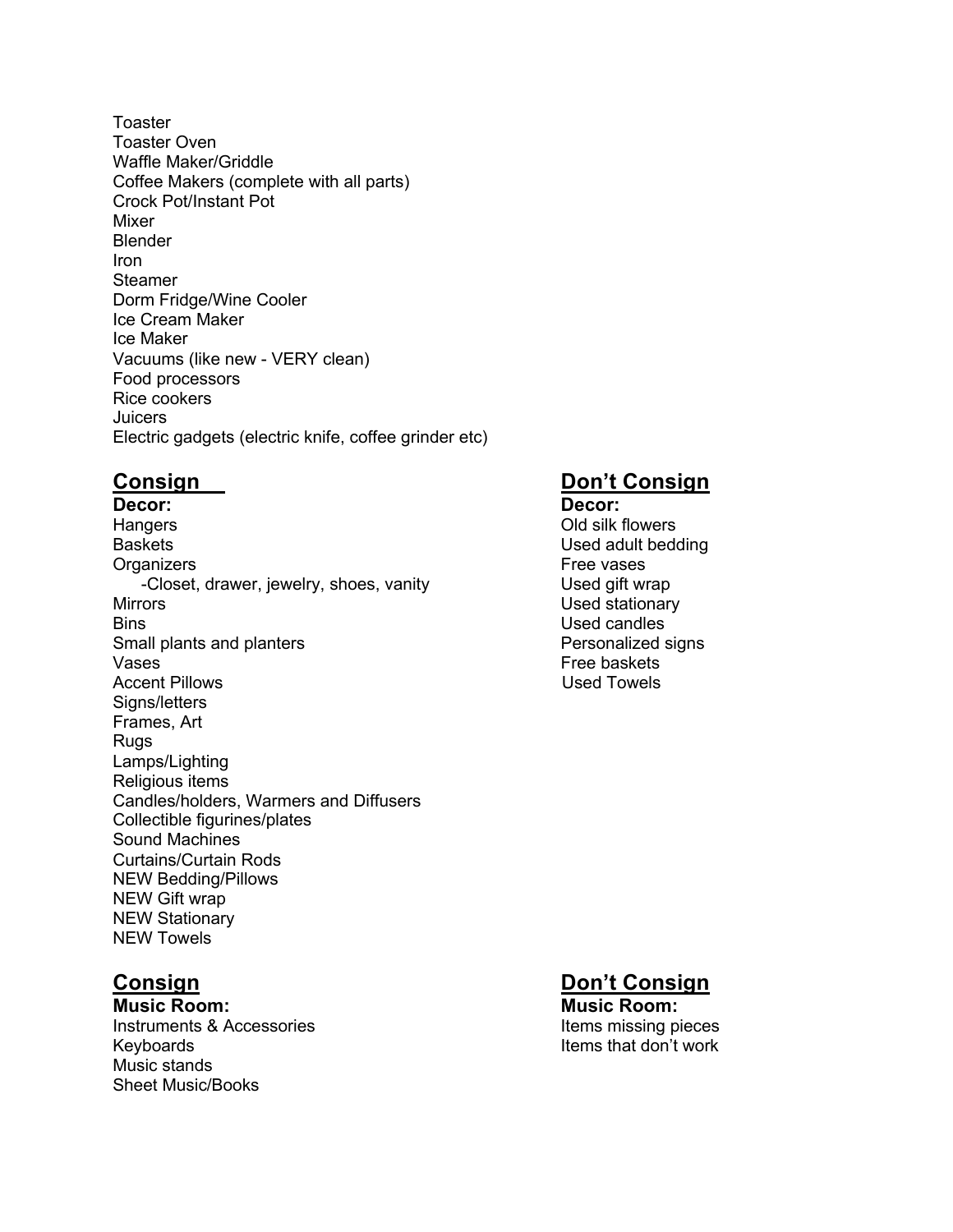Toaster
Toaster Oven
Waffle Maker/Griddle
Coffee Makers (complete with all parts)
Crock Pot/Instant Pot
Mixer
Blender
Iron
Steamer
Dorm Fridge/Wine Cooler
Ice Cream Maker
Ice Maker
Vacuums (like new - VERY clean)
Food processors
Rice cookers
Juicers
Electric gadgets (electric knife, coffee grinder etc)

## Consign

**Decor:**

Hangers
Baskets
Organizers
- Closet, drawer, jewelry, shoes, vanity

Mirrors
Bins
Small plants and planters
Vases
Accent Pillows
Signs/letters
Frames, Art
Rugs
Lamps/Lighting
Religious items
Candles/holders, Warmers and Diffusers
Collectible figurines/plates
Sound Machines
Curtains/Curtain Rods
NEW Bedding/Pillows
NEW Gift wrap
NEW Stationary
NEW Towels

## Don't Consign

**Decor:**

Old silk flowers
Used adult bedding
Free vases
Used gift wrap
Used stationary
Used candles
Personalized signs
Free baskets
Used Towels

## Consign

**Music Room:**

Instruments & Accessories
Keyboards
Music stands
Sheet Music/Books

## Don't Consign

**Music Room:**

Items missing pieces
Items that don't work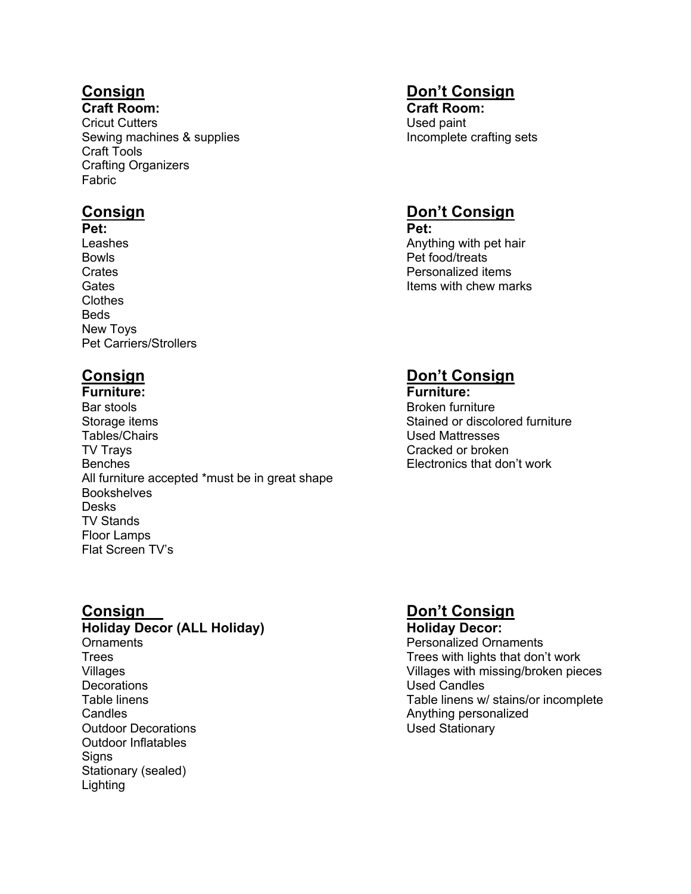## Consign

**Craft Room:**

Cricut Cutters
Sewing machines & supplies
Craft Tools
Crafting Organizers
Fabric

## Don't Consign

**Craft Room:**

Used paint
Incomplete crafting sets

## Consign

**Pet:**

Leashes
Bowls
Crates
Gates
Clothes
Beds
New Toys
Pet Carriers/Strollers

## Don't Consign

**Pet:**

Anything with pet hair
Pet food/treats
Personalized items
Items with chew marks

## Consign

**Furniture:**

Bar stools
Storage items
Tables/Chairs
TV Trays
Benches
All furniture accepted *must be in great shape
Bookshelves
Desks
TV Stands
Floor Lamps
Flat Screen TV's

## Don't Consign

**Furniture:**

Broken furniture
Stained or discolored furniture
Used Mattresses
Cracked or broken
Electronics that don't work

## Consign

**Holiday Decor (ALL Holiday)**

Ornaments
Trees
Villages
Decorations
Table linens
Candles
Outdoor Decorations
Outdoor Inflatables
Signs
Stationary (sealed)
Lighting

## Don't Consign

**Holiday Decor:**

Personalized Ornaments
Trees with lights that don't work
Villages with missing/broken pieces
Used Candles
Table linens w/ stains/or incomplete
Anything personalized
Used Stationary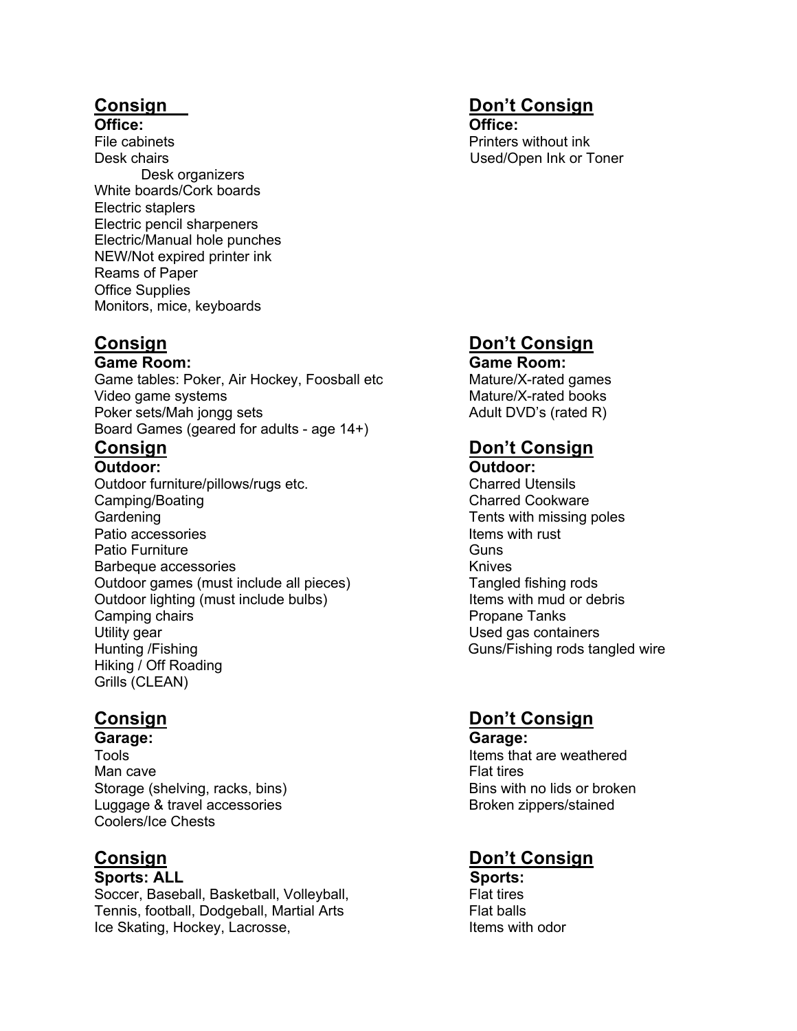## Consign

**Office:**

File cabinets
Desk chairs
Desk organizers
White boards/Cork boards
Electric staplers
Electric pencil sharpeners
Electric/Manual hole punches
NEW/Not expired printer ink
Reams of Paper
Office Supplies
Monitors, mice, keyboards

## Don't Consign

**Office:**

Printers without ink
Used/Open Ink or Toner

## Consign

**Game Room:**

Game tables: Poker, Air Hockey, Foosball etc
Video game systems
Poker sets/Mah jongg sets
Board Games (geared for adults - age 14+)

## Don't Consign

**Game Room:**

Mature/X-rated games
Mature/X-rated books
Adult DVD's (rated R)

## Consign

**Outdoor:**

Outdoor furniture/pillows/rugs etc.
Camping/Boating
Gardening
Patio accessories
Patio Furniture
Barbeque accessories
Outdoor games (must include all pieces)
Outdoor lighting (must include bulbs)
Camping chairs
Utility gear
Hunting /Fishing
Hiking / Off Roading
Grills (CLEAN)

## Don't Consign

**Outdoor:**

Charred Utensils
Charred Cookware
Tents with missing poles
Items with rust
Guns
Knives
Tangled fishing rods
Items with mud or debris
Propane Tanks
Used gas containers
Guns/Fishing rods tangled wire

## Consign

**Garage:**

Tools
Man cave
Storage (shelving, racks, bins)
Luggage & travel accessories
Coolers/Ice Chests

## Don't Consign

**Garage:**

Items that are weathered
Flat tires
Bins with no lids or broken
Broken zippers/stained

## Consign

**Sports: ALL**

Soccer, Baseball, Basketball, Volleyball,
Tennis, football, Dodgeball, Martial Arts
Ice Skating, Hockey, Lacrosse,

## Don't Consign

**Sports:**

Flat tires
Flat balls
Items with odor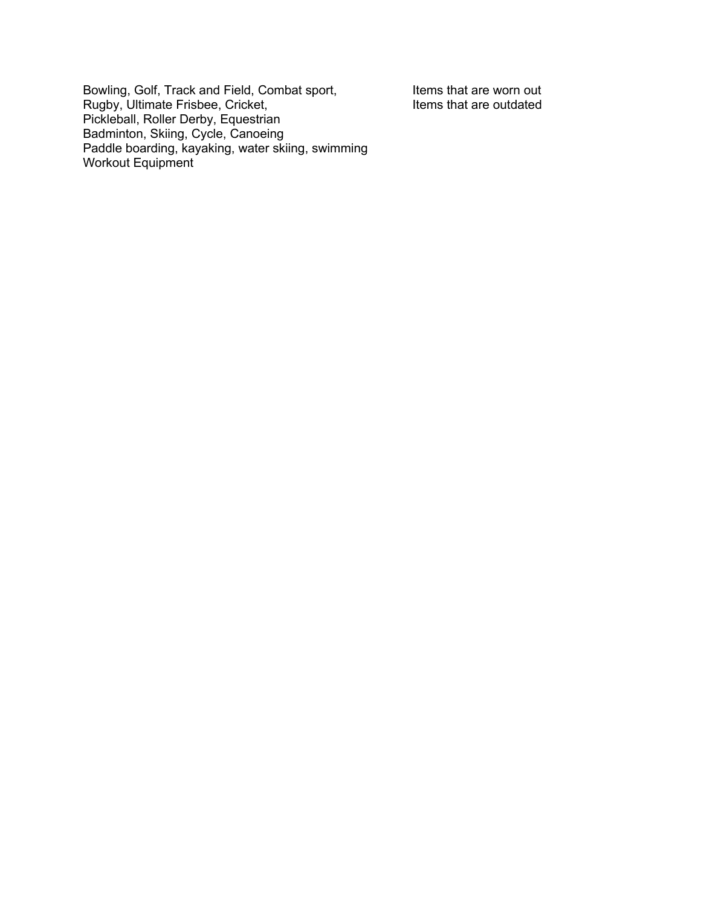Bowling, Golf, Track and Field, Combat sport,
Rugby, Ultimate Frisbee, Cricket,
Pickleball, Roller Derby, Equestrian
Badminton, Skiing, Cycle, Canoeing
Paddle boarding, kayaking, water skiing, swimming
Workout Equipment

Items that are worn out
Items that are outdated